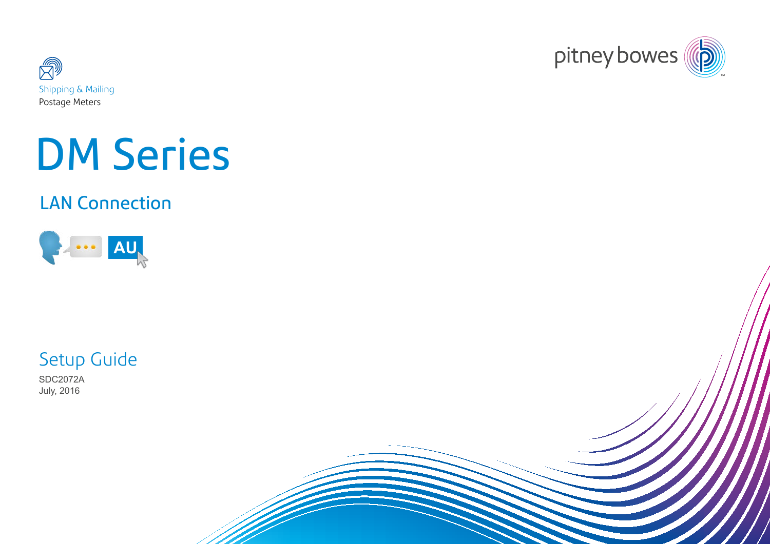Shipping & Mailing
Postage Meters

pitney bowes

# DM Series

## LAN Connection

AU

## Setup Guide

SDC2072A
July, 2016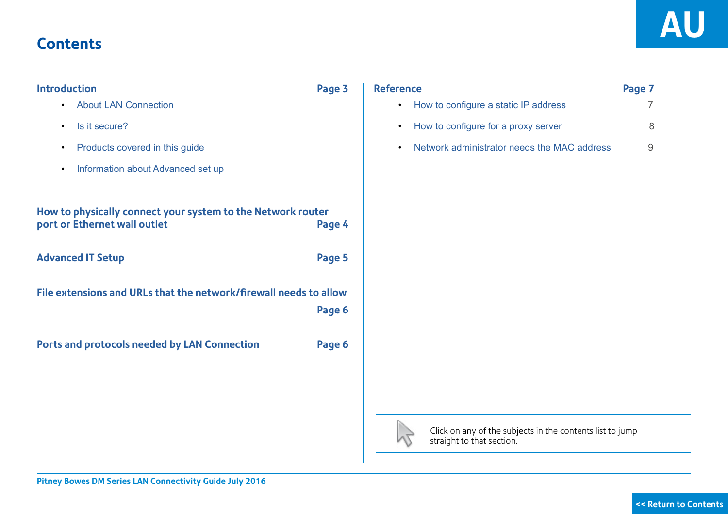AU

# Contents

**Introduction** — **Page 3**

- About LAN Connection
- Is it secure?
- Products covered in this guide
- Information about Advanced set up

**How to physically connect your system to the Network router port or Ethernet wall outlet** — **Page 4**

**Advanced IT Setup** — **Page 5**

**File extensions and URLs that the network/firewall needs to allow** — **Page 6**

**Ports and protocols needed by LAN Connection** — **Page 6**

**Reference** — **Page 7**

- How to configure a static IP address — 7
- How to configure for a proxy server — 8
- Network administrator needs the MAC address — 9

Click on any of the subjects in the contents list to jump straight to that section.

<< Return to Contents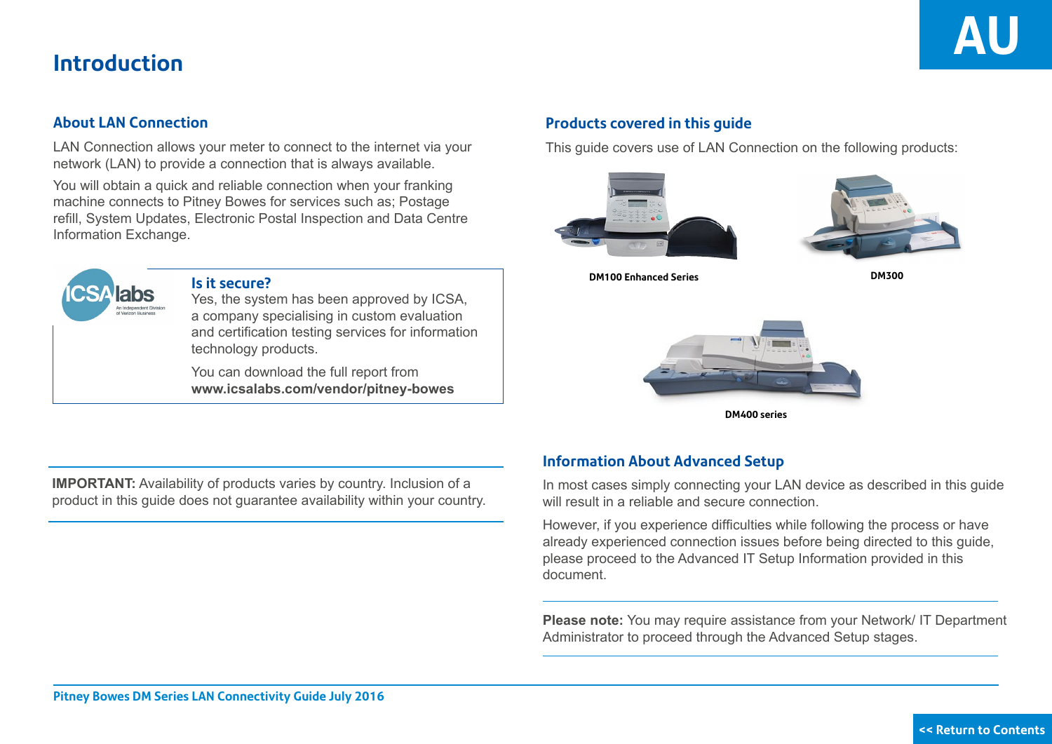# Introduction

## About LAN Connection

LAN Connection allows your meter to connect to the internet via your network (LAN) to provide a connection that is always available.

You will obtain a quick and reliable connection when your franking machine connects to Pitney Bowes for services such as; Postage refill, System Updates, Electronic Postal Inspection and Data Centre Information Exchange.

### Is it secure?

Yes, the system has been approved by ICSA, a company specialising in custom evaluation and certification testing services for information technology products.

You can download the full report from **www.icsalabs.com/vendor/pitney-bowes**

**IMPORTANT:** Availability of products varies by country. Inclusion of a product in this guide does not guarantee availability within your country.

## Products covered in this guide

This guide covers use of LAN Connection on the following products:

DM100 Enhanced Series

DM300

DM400 series

## Information About Advanced Setup

In most cases simply connecting your LAN device as described in this guide will result in a reliable and secure connection.

However, if you experience difficulties while following the process or have already experienced connection issues before being directed to this guide, please proceed to the Advanced IT Setup Information provided in this document.

**Please note:** You may require assistance from your Network/ IT Department Administrator to proceed through the Advanced Setup stages.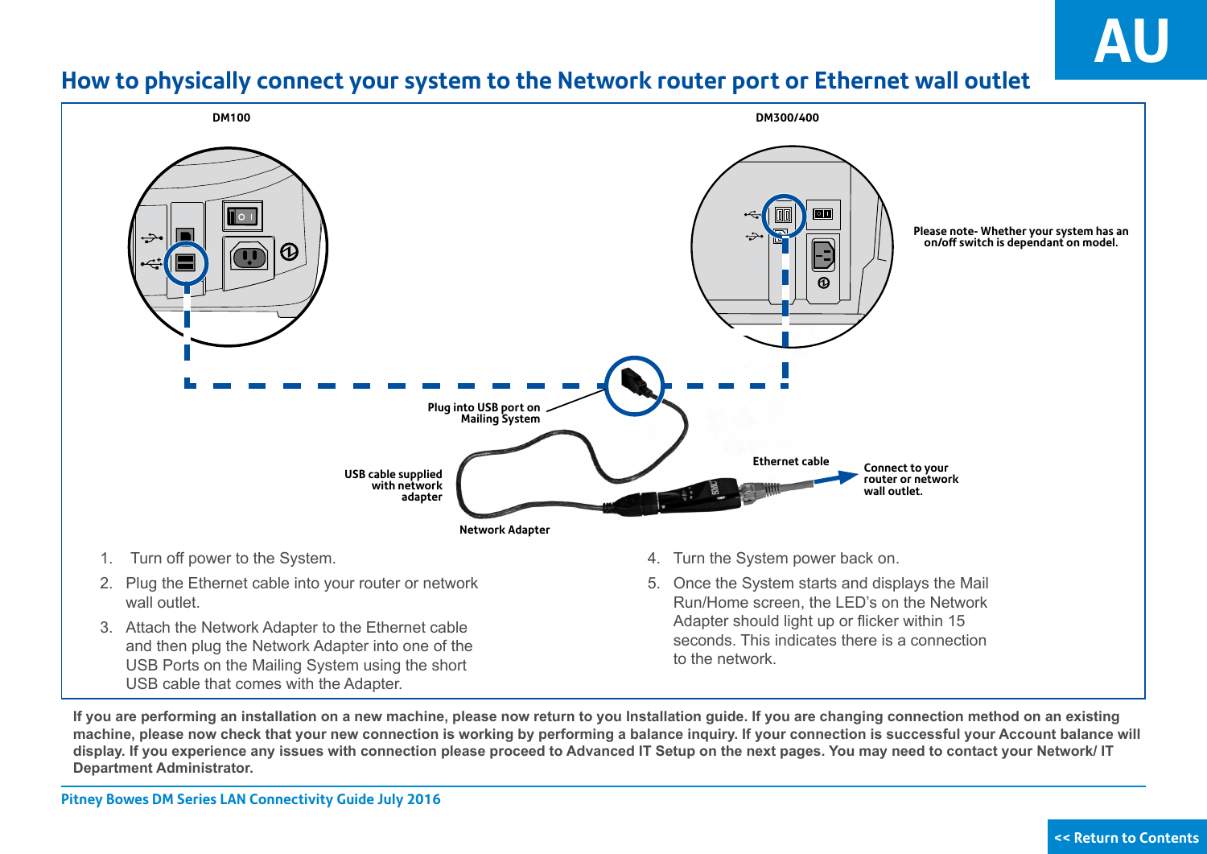AU

# How to physically connect your system to the Network router port or Ethernet wall outlet

**DM100**

**DM300/400**

**Please note- Whether your system has an on/off switch is dependant on model.**

**Plug into USB port on Mailing System**

**USB cable supplied with network adapter**

**Ethernet cable**

**Connect to your router or network wall outlet.**

**Network Adapter**

1. Turn off power to the System.
2. Plug the Ethernet cable into your router or network wall outlet.
3. Attach the Network Adapter to the Ethernet cable and then plug the Network Adapter into one of the USB Ports on the Mailing System using the short USB cable that comes with the Adapter.
4. Turn the System power back on.
5. Once the System starts and displays the Mail Run/Home screen, the LED's on the Network Adapter should light up or flicker within 15 seconds. This indicates there is a connection to the network.

**If you are performing an installation on a new machine, please now return to you Installation guide. If you are changing connection method on an existing machine, please now check that your new connection is working by performing a balance inquiry. If your connection is successful your Account balance will display. If you experience any issues with connection please proceed to Advanced IT Setup on the next pages. You may need to contact your Network/ IT Department Administrator.**

<< Return to Contents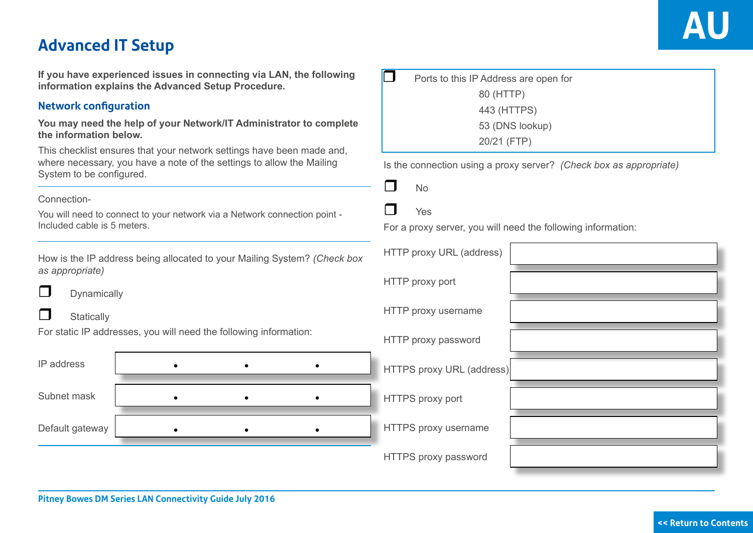AU

# Advanced IT Setup

**If you have experienced issues in connecting via LAN, the following information explains the Advanced Setup Procedure.**

## Network configuration

**You may need the help of your Network/IT Administrator to complete the information below.**

This checklist ensures that your network settings have been made and, where necessary, you have a note of the settings to allow the Mailing System to be configured.

Connection-

You will need to connect to your network via a Network connection point - Included cable is 5 meters.

How is the IP address being allocated to your Mailing System? *(Check box as appropriate)*

- ❒ Dynamically
- ❒ Statically

For static IP addresses, you will need the following information:

| | |
|---|---|
| IP address | . . . |
| Subnet mask | . . . |
| Default gateway | . . . |

❒ Ports to this IP Address are open for
- 80 (HTTP)
- 443 (HTTPS)
- 53 (DNS lookup)
- 20/21 (FTP)

Is the connection using a proxy server? *(Check box as appropriate)*

- ❒ No
- ❒ Yes

For a proxy server, you will need the following information:

| | |
|---|---|
| HTTP proxy URL (address) | |
| HTTP proxy port | |
| HTTP proxy username | |
| HTTP proxy password | |
| HTTPS proxy URL (address) | |
| HTTPS proxy port | |
| HTTPS proxy username | |
| HTTPS proxy password | |

<< Return to Contents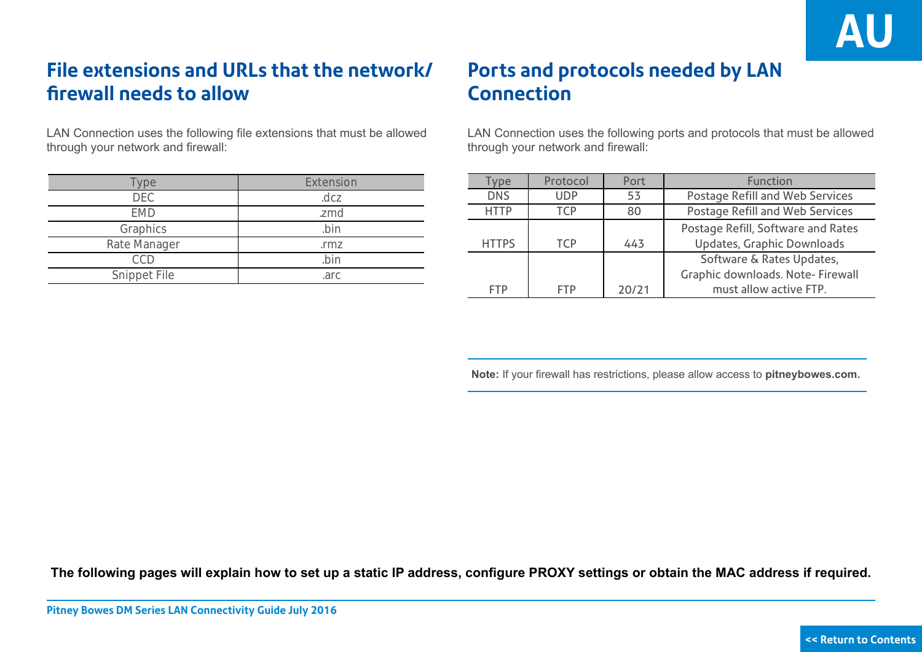## File extensions and URLs that the network/ firewall needs to allow

LAN Connection uses the following file extensions that must be allowed through your network and firewall:

| Type | Extension |
| --- | --- |
| DEC | .dcz |
| EMD | .zmd |
| Graphics | .bin |
| Rate Manager | .rmz |
| CCD | .bin |
| Snippet File | .arc |

## Ports and protocols needed by LAN Connection

LAN Connection uses the following ports and protocols that must be allowed through your network and firewall:

| Type | Protocol | Port | Function |
| --- | --- | --- | --- |
| DNS | UDP | 53 | Postage Refill and Web Services |
| HTTP | TCP | 80 | Postage Refill and Web Services |
| HTTPS | TCP | 443 | Postage Refill, Software and Rates Updates, Graphic Downloads |
| FTP | FTP | 20/21 | Software & Rates Updates, Graphic downloads. Note- Firewall must allow active FTP. |

**Note:** If your firewall has restrictions, please allow access to **pitneybowes.com.**

**The following pages will explain how to set up a static IP address, configure PROXY settings or obtain the MAC address if required.**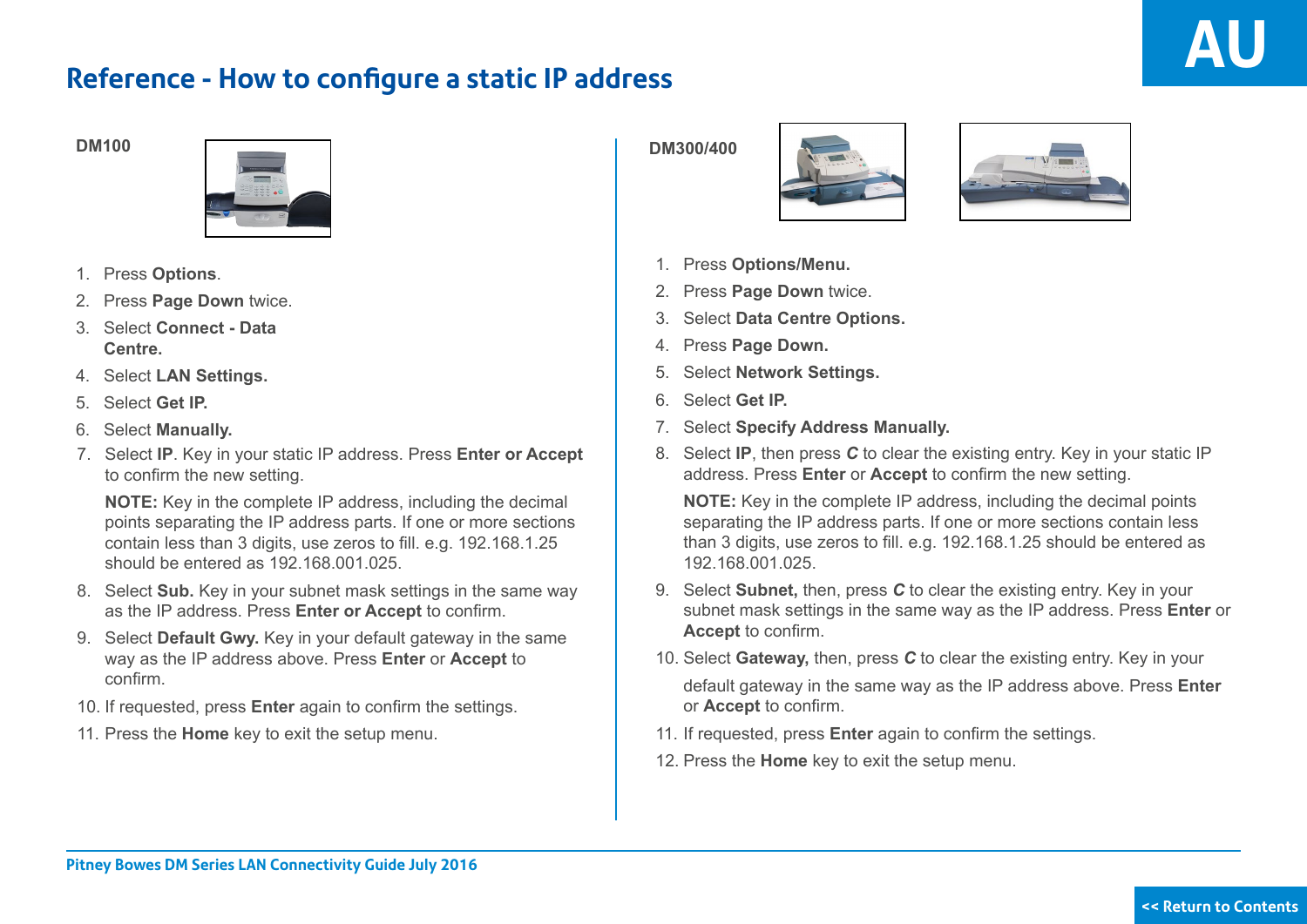# Reference - How to configure a static IP address

### DM100

1. Press **Options**.
2. Press **Page Down** twice.
3. Select **Connect - Data Centre.**
4. Select **LAN Settings.**
5. Select **Get IP.**
6. Select **Manually.**
7. Select **IP**. Key in your static IP address. Press **Enter or Accept** to confirm the new setting.

   **NOTE:** Key in the complete IP address, including the decimal points separating the IP address parts. If one or more sections contain less than 3 digits, use zeros to fill. e.g. 192.168.1.25 should be entered as 192.168.001.025.
8. Select **Sub.** Key in your subnet mask settings in the same way as the IP address. Press **Enter or Accept** to confirm.
9. Select **Default Gwy.** Key in your default gateway in the same way as the IP address above. Press **Enter** or **Accept** to confirm.
10. If requested, press **Enter** again to confirm the settings.
11. Press the **Home** key to exit the setup menu.

### DM300/400

1. Press **Options/Menu.**
2. Press **Page Down** twice.
3. Select **Data Centre Options.**
4. Press **Page Down.**
5. Select **Network Settings.**
6. Select **Get IP.**
7. Select **Specify Address Manually.**
8. Select **IP**, then press ***C*** to clear the existing entry. Key in your static IP address. Press **Enter** or **Accept** to confirm the new setting.

   **NOTE:** Key in the complete IP address, including the decimal points separating the IP address parts. If one or more sections contain less than 3 digits, use zeros to fill. e.g. 192.168.1.25 should be entered as 192.168.001.025.
9. Select **Subnet,** then, press ***C*** to clear the existing entry. Key in your subnet mask settings in the same way as the IP address. Press **Enter** or **Accept** to confirm.
10. Select **Gateway,** then, press ***C*** to clear the existing entry. Key in your default gateway in the same way as the IP address above. Press **Enter** or **Accept** to confirm.
11. If requested, press **Enter** again to confirm the settings.
12. Press the **Home** key to exit the setup menu.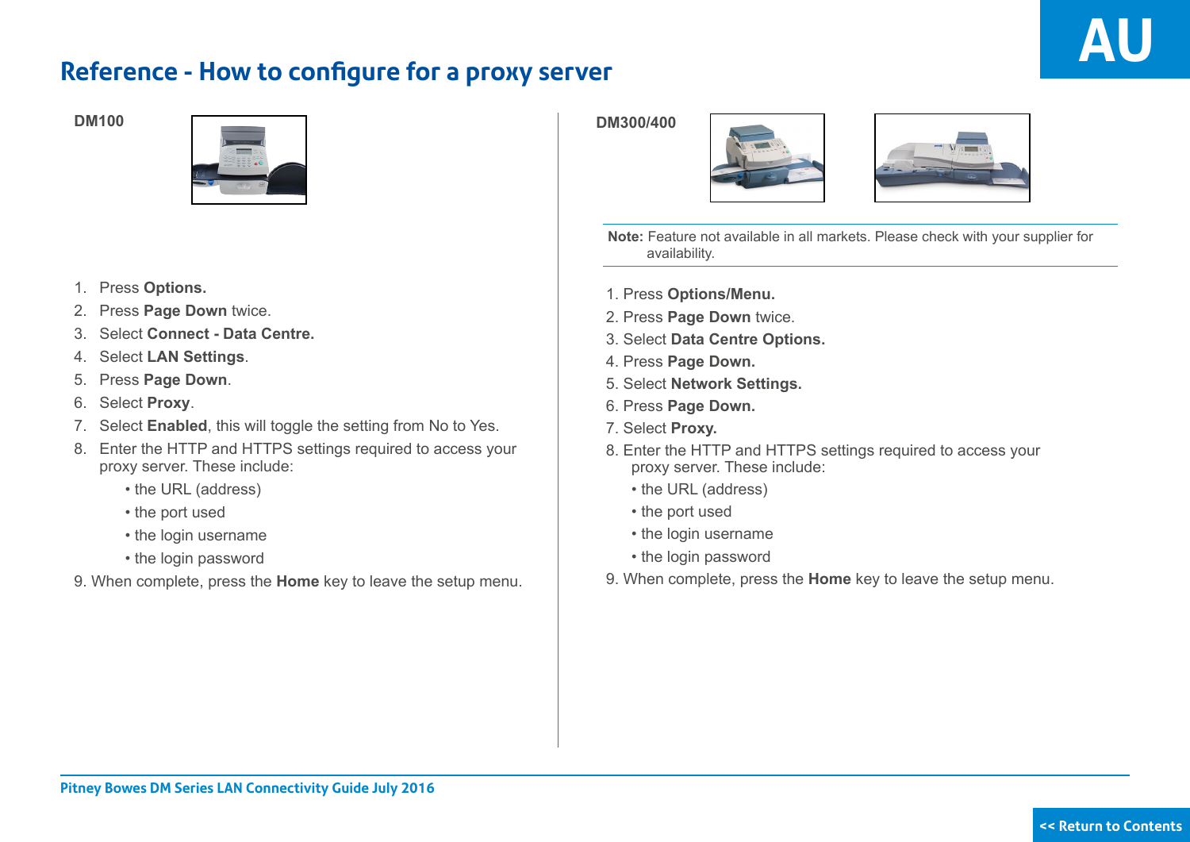# Reference - How to configure for a proxy server

## DM100

1. Press **Options.**
2. Press **Page Down** twice.
3. Select **Connect - Data Centre.**
4. Select **LAN Settings**.
5. Press **Page Down**.
6. Select **Proxy**.
7. Select **Enabled**, this will toggle the setting from No to Yes.
8. Enter the HTTP and HTTPS settings required to access your proxy server. These include:
   - the URL (address)
   - the port used
   - the login username
   - the login password
9. When complete, press the **Home** key to leave the setup menu.

## DM300/400

**Note:** Feature not available in all markets. Please check with your supplier for availability.

1. Press **Options/Menu.**
2. Press **Page Down** twice.
3. Select **Data Centre Options.**
4. Press **Page Down.**
5. Select **Network Settings.**
6. Press **Page Down.**
7. Select **Proxy.**
8. Enter the HTTP and HTTPS settings required to access your proxy server. These include:
   - the URL (address)
   - the port used
   - the login username
   - the login password
9. When complete, press the **Home** key to leave the setup menu.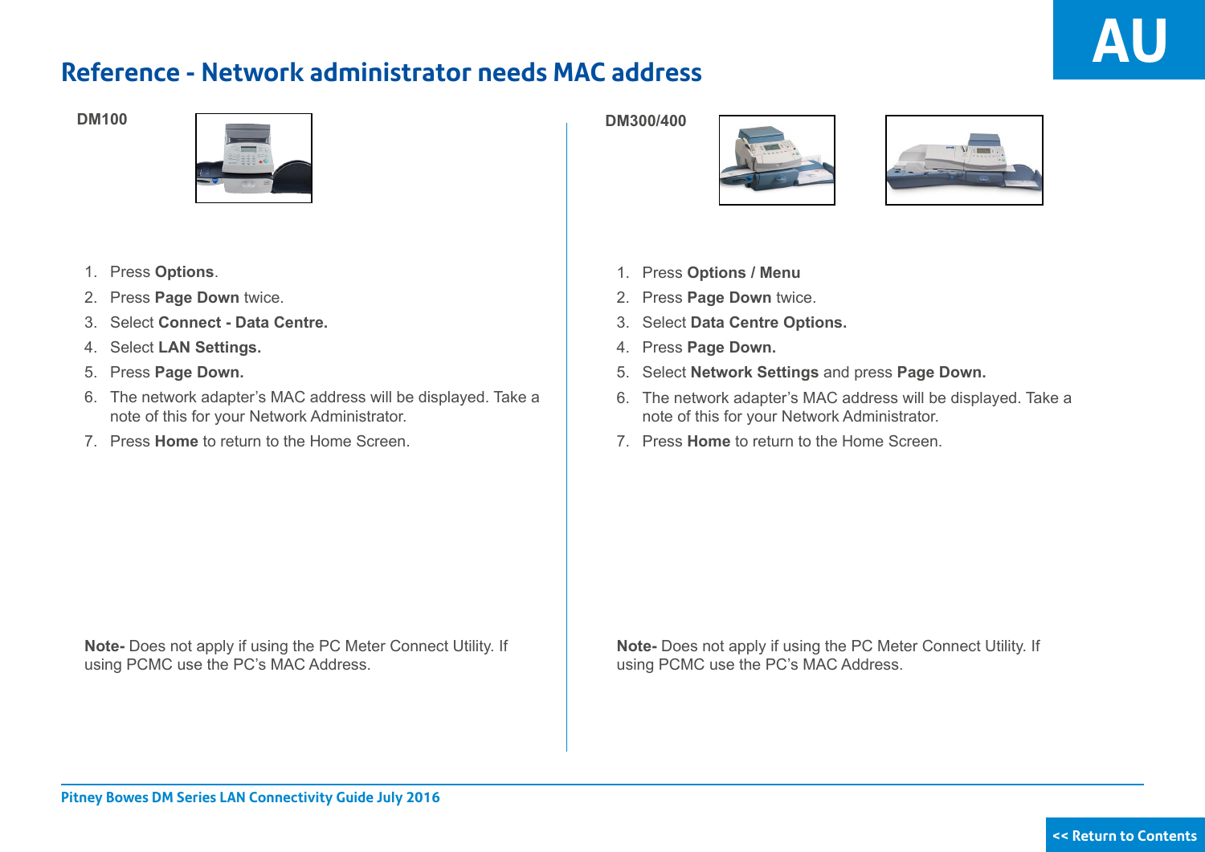# Reference - Network administrator needs MAC address

AU

### DM100

1. Press **Options**.
2. Press **Page Down** twice.
3. Select **Connect - Data Centre.**
4. Select **LAN Settings.**
5. Press **Page Down.**
6. The network adapter's MAC address will be displayed. Take a note of this for your Network Administrator.
7. Press **Home** to return to the Home Screen.

**Note-** Does not apply if using the PC Meter Connect Utility. If using PCMC use the PC's MAC Address.

### DM300/400

1. Press **Options / Menu**
2. Press **Page Down** twice.
3. Select **Data Centre Options.**
4. Press **Page Down.**
5. Select **Network Settings** and press **Page Down.**
6. The network adapter's MAC address will be displayed. Take a note of this for your Network Administrator.
7. Press **Home** to return to the Home Screen.

**Note-** Does not apply if using the PC Meter Connect Utility. If using PCMC use the PC's MAC Address.

<< Return to Contents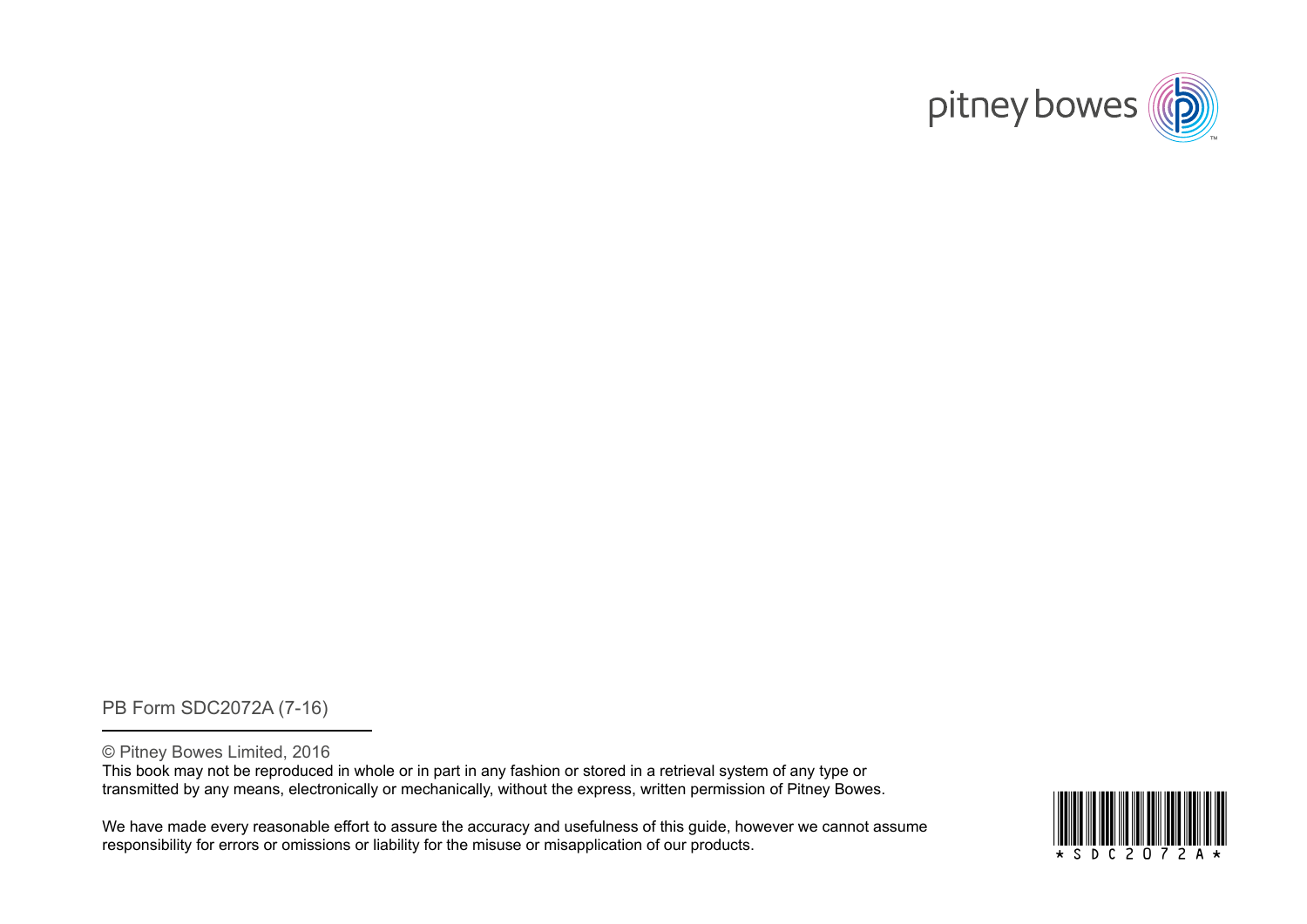pitney bowes

PB Form SDC2072A (7-16)

---

© Pitney Bowes Limited, 2016

This book may not be reproduced in whole or in part in any fashion or stored in a retrieval system of any type or transmitted by any means, electronically or mechanically, without the express, written permission of Pitney Bowes.

We have made every reasonable effort to assure the accuracy and usefulness of this guide, however we cannot assume responsibility for errors or omissions or liability for the misuse or misapplication of our products.

*SDC2072A*